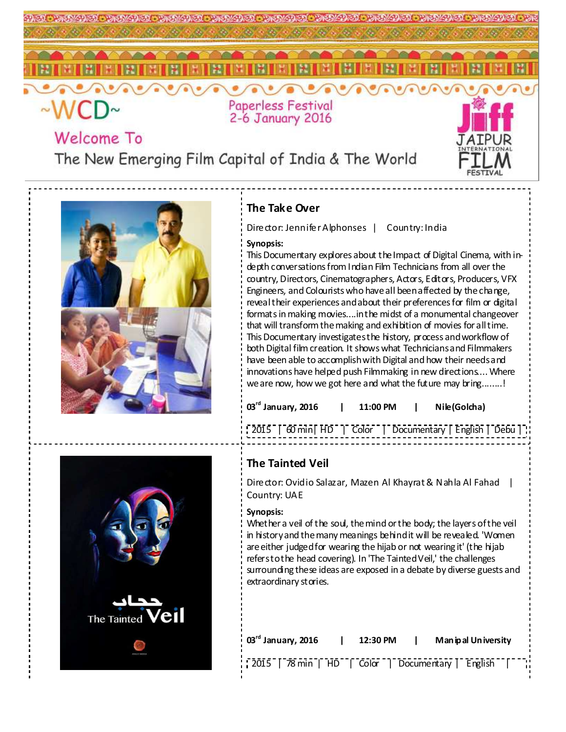~WCD~

Paperless Festival
2-6 January 2016

Welcome To

The New Emerging Film Capital of India & The World

JIFF JAIPUR INTERNATIONAL FILM FESTIVAL

## The Take Over

Director: Jennifer Alphonses | Country: India

**Synopsis:**

This Documentary explores about the Impact of Digital Cinema, with in-depth conversations from Indian Film Technicians from all over the country, Directors, Cinematographers, Actors, Editors, Producers, VFX Engineers, and Colourists who have all been affected by the change, reveal their experiences and about their preferences for film or digital formats in making movies....in the midst of a monumental changeover that will transform the making and exhibition of movies for all time. This Documentary investigates the history, process and workflow of both Digital film creation. It shows what Technicians and Filmmakers have been able to accomplish with Digital and how their needs and innovations have helped push Filmmaking in new directions.... Where we are now, how we got here and what the future may bring........!

**03rd January, 2016 | 11:00 PM | Nile(Golcha)**

2015 | 60 min | HD | Color | Documentary | English | Debu |

## The Tainted Veil

Director: Ovidio Salazar, Mazen Al Khayrat & Nahla Al Fahad | Country: UAE

**Synopsis:**

Whether a veil of the soul, the mind or the body; the layers of the veil in history and the many meanings behind it will be revealed. 'Women are either judged for wearing the hijab or not wearing it' (the hijab refers to the head covering). In 'The Tainted Veil,' the challenges surrounding these ideas are exposed in a debate by diverse guests and extraordinary stories.

**03rd January, 2016 | 12:30 PM | Manipal University**

2015 | 78 min | HD | Color | Documentary | English |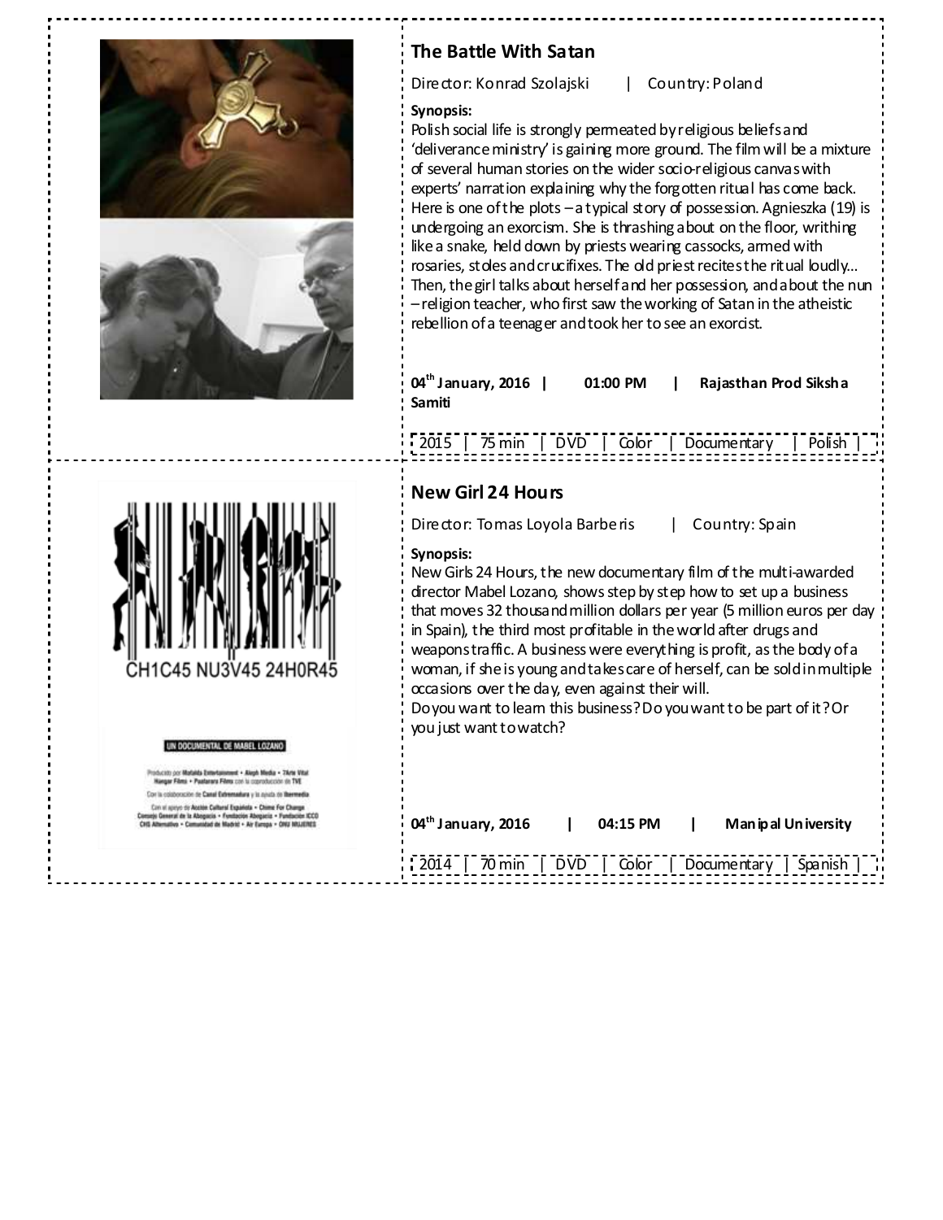## The Battle With Satan

Director: Konrad Szolajski | Country: Poland

**Synopsis:**
Polish social life is strongly permeated by religious beliefs and 'deliverance ministry' is gaining more ground. The film will be a mixture of several human stories on the wider socio-religious canvas with experts' narration explaining why the forgotten ritual has come back. Here is one of the plots – a typical story of possession. Agnieszka (19) is undergoing an exorcism. She is thrashing about on the floor, writhing like a snake, held down by priests wearing cassocks, armed with rosaries, stoles and crucifixes. The old priest recites the ritual loudly... Then, the girl talks about herself and her possession, and about the nun – religion teacher, who first saw the working of Satan in the atheistic rebellion of a teenager and took her to see an exorcist.

**04th January, 2016 | 01:00 PM | Rajasthan Prod Siksha Samiti**

2015 | 75 min | DVD | Color | Documentary | Polish |

## New Girl 24 Hours

Director: Tomas Loyola Barberis | Country: Spain

**Synopsis:**
New Girls 24 Hours, the new documentary film of the multi-awarded director Mabel Lozano, shows step by step how to set up a business that moves 32 thousand million dollars per year (5 million euros per day in Spain), the third most profitable in the world after drugs and weapons traffic. A business were everything is profit, as the body of a woman, if she is young and takes care of herself, can be sold in multiple occasions over the day, even against their will.
Do you want to learn this business? Do you want to be part of it? Or you just want to watch?

**04th January, 2016 | 04:15 PM | Manipal University**

2014 | 70 min | DVD | Color | Documentary | Spanish |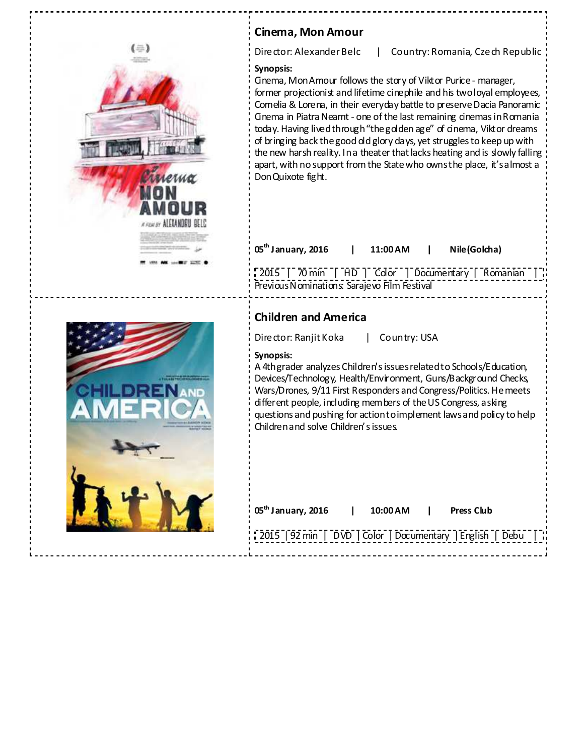## Cinema, Mon Amour

Director: Alexander Belc | Country: Romania, Czech Republic

**Synopsis:**
Cinema, Mon Amour follows the story of Viktor Purice - manager, former projectionist and lifetime cinephile and his two loyal employees, Cornelia & Lorena, in their everyday battle to preserve Dacia Panoramic Cinema in Piatra Neamt - one of the last remaining cinemas in Romania today. Having lived through "the golden age" of cinema, Viktor dreams of bringing back the good old glory days, yet struggles to keep up with the new harsh reality. In a theater that lacks heating and is slowly falling apart, with no support from the State who owns the place, it's almost a Don Quixote fight.

**05th January, 2016 | 11:00 AM | Nile (Golcha)**

| 2015 | 70 min | HD | Color | Documentary | Romanian | |
|---|---|---|---|---|---|---|

Previous Nominations: Sarajevo Film Festival

## Children and America

Director: Ranjit Koka | Country: USA

**Synopsis:**
A 4th grader analyzes Children's issues related to Schools/Education, Devices/Technology, Health/Environment, Guns/Background Checks, Wars/Drones, 9/11 First Responders and Congress/Politics. He meets different people, including members of the US Congress, asking questions and pushing for action to implement laws and policy to help Children and solve Children's issues.

**05th January, 2016 | 10:00 AM | Press Club**

| 2015 | 92 min | DVD | Color | Documentary | English | Debu | |
|---|---|---|---|---|---|---|---|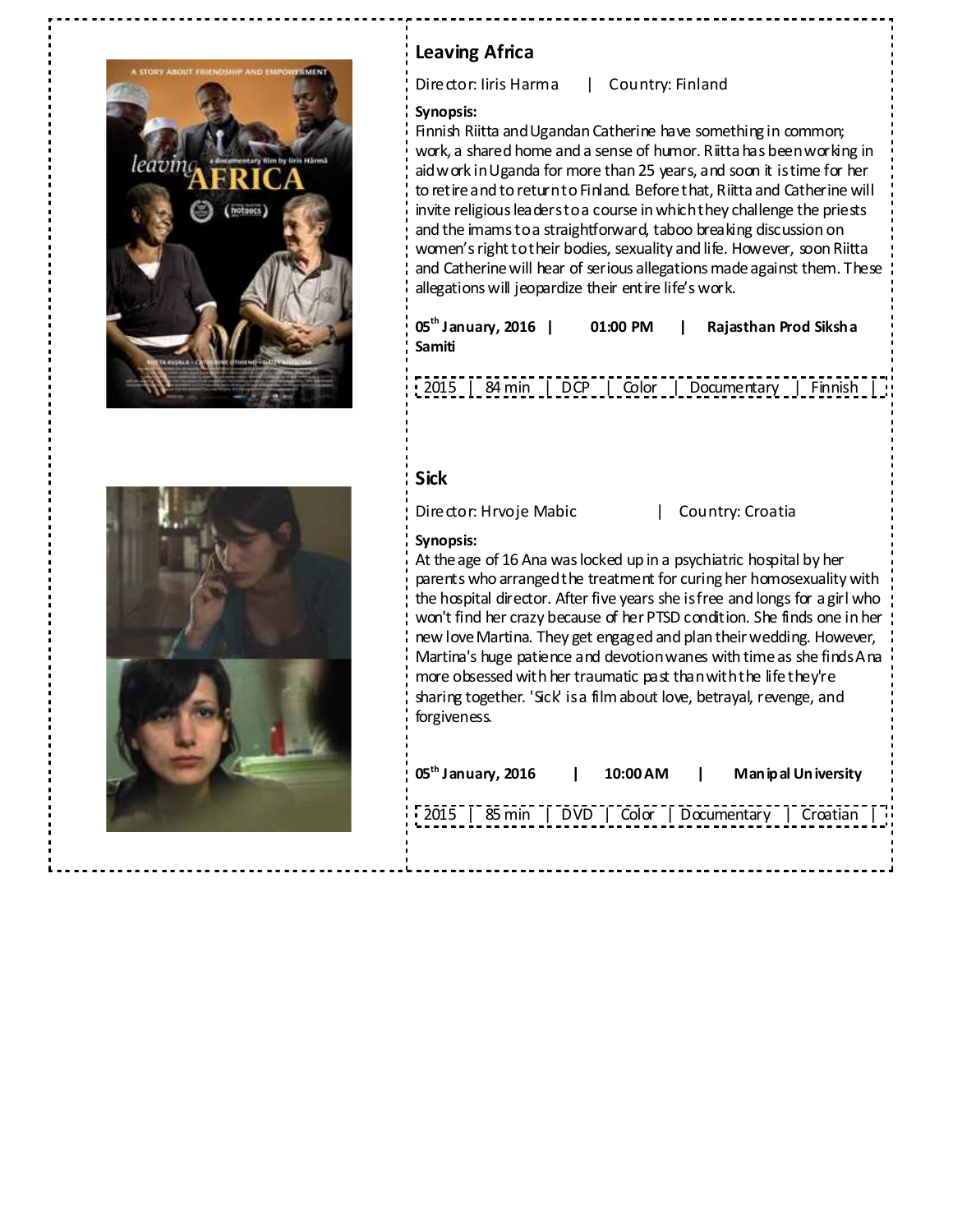## Leaving Africa

Director: Iiris Harma | Country: Finland

**Synopsis:**
Finnish Riitta and Ugandan Catherine have something in common; work, a shared home and a sense of humor. Riitta has been working in aid work in Uganda for more than 25 years, and soon it is time for her to retire and to return to Finland. Before that, Riitta and Catherine will invite religious leaders to a course in which they challenge the priests and the imams to a straightforward, taboo breaking discussion on women's right to their bodies, sexuality and life. However, soon Riitta and Catherine will hear of serious allegations made against them. These allegations will jeopardize their entire life's work.

**05th January, 2016 | 01:00 PM | Rajasthan Prod Siksha Samiti**

| 2015 | 84 min | DCP | Color | Documentary | Finnish |
|---|---|---|---|---|---|

## Sick

Director: Hrvoje Mabic | Country: Croatia

**Synopsis:**
At the age of 16 Ana was locked up in a psychiatric hospital by her parents who arranged the treatment for curing her homosexuality with the hospital director. After five years she is free and longs for a girl who won't find her crazy because of her PTSD condition. She finds one in her new love Martina. They get engaged and plan their wedding. However, Martina's huge patience and devotion wanes with time as she finds Ana more obsessed with her traumatic past than with the life they're sharing together. 'Sick' is a film about love, betrayal, revenge, and forgiveness.

**05th January, 2016 | 10:00 AM | Manipal University**

| 2015 | 85 min | DVD | Color | Documentary | Croatian |
|---|---|---|---|---|---|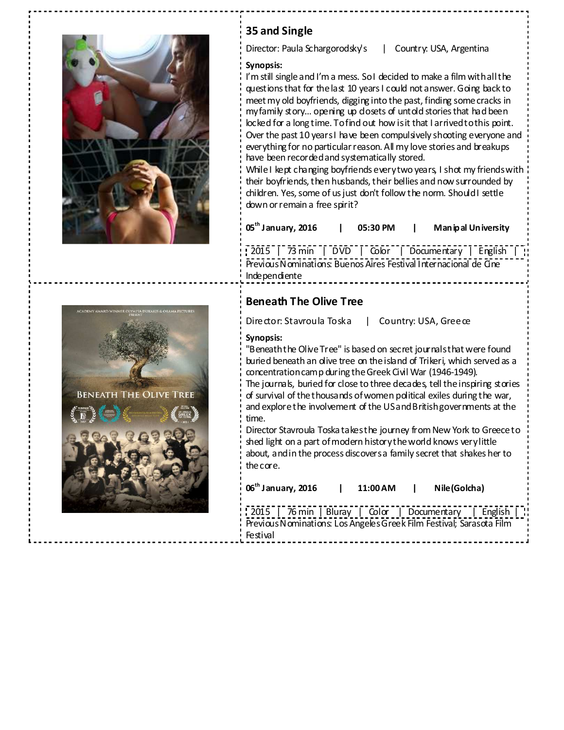## 35 and Single

Director: Paula Schargorodsky's | Country: USA, Argentina

**Synopsis:**

I'm still single and I'm a mess. So I decided to make a film with all the questions that for the last 10 years I could not answer. Going back to meet my old boyfriends, digging into the past, finding some cracks in my family story... opening up closets of untold stories that had been locked for a long time. To find out how is it that I arrived to this point. Over the past 10 years I have been compulsively shooting everyone and everything for no particular reason. All my love stories and breakups have been recorded and systematically stored.

While I kept changing boyfriends every two years, I shot my friends with their boyfriends, then husbands, their bellies and now surrounded by children. Yes, some of us just don't follow the norm. Should I settle down or remain a free spirit?

**05th January, 2016 | 05:30 PM | Manipal University**

2015 | 73 min | DVD | Color | Documentary | English |

Previous Nominations: Buenos Aires Festival Internacional de Cine Independiente

## Beneath The Olive Tree

Director: Stavroula Toska | Country: USA, Greece

**Synopsis:**

"Beneath the Olive Tree" is based on secret journals that were found buried beneath an olive tree on the island of Trikeri, which served as a concentration camp during the Greek Civil War (1946-1949).

The journals, buried for close to three decades, tell the inspiring stories of survival of the thousands of women political exiles during the war, and explore the involvement of the US and British governments at the time.

Director Stavroula Toska takes the journey from New York to Greece to shed light on a part of modern history the world knows very little about, and in the process discovers a family secret that shakes her to the core.

**06th January, 2016 | 11:00 AM | Nile (Golcha)**

2015 | 76 min | Bluray | Color | Documentary | English |

Previous Nominations: Los Angeles Greek Film Festival; Sarasota Film Festival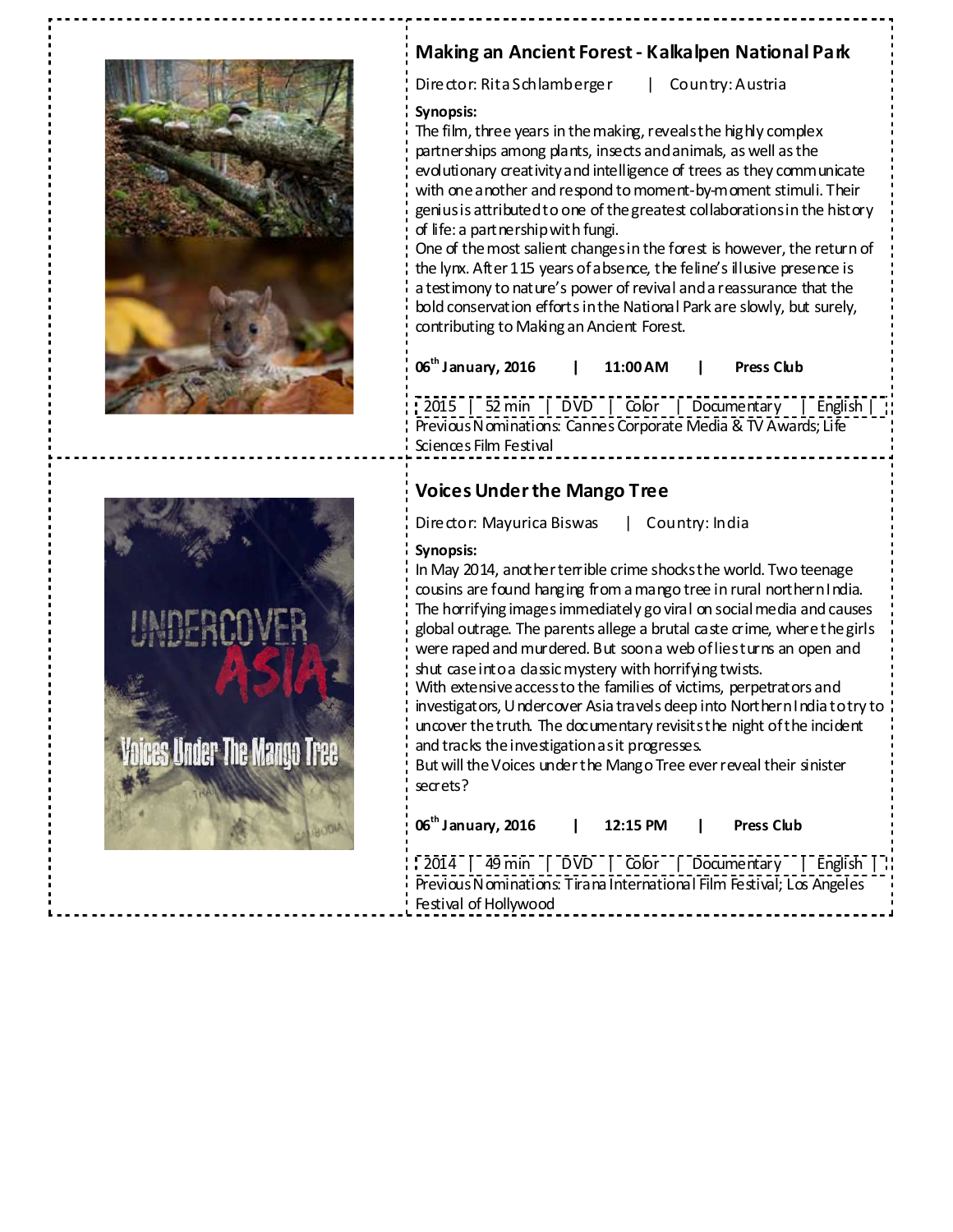## Making an Ancient Forest - Kalkalpen National Park

Director: Rita Schlamberger | Country: Austria

**Synopsis:**
The film, three years in the making, reveals the highly complex partnerships among plants, insects and animals, as well as the evolutionary creativity and intelligence of trees as they communicate with one another and respond to moment-by-moment stimuli. Their genius is attributed to one of the greatest collaborations in the history of life: a partnership with fungi.
One of the most salient changes in the forest is however, the return of the lynx. After 115 years of absence, the feline's illusive presence is a testimony to nature's power of revival and a reassurance that the bold conservation efforts in the National Park are slowly, but surely, contributing to Making an Ancient Forest.

**06th January, 2016 | 11:00 AM | Press Club**

| 2015 | 52 min | DVD | Color | Documentary | English |

Previous Nominations: Cannes Corporate Media & TV Awards; Life Sciences Film Festival

## Voices Under the Mango Tree

Director: Mayurica Biswas | Country: India

**Synopsis:**
In May 2014, another terrible crime shocks the world. Two teenage cousins are found hanging from a mango tree in rural northern India. The horrifying images immediately go viral on social media and causes global outrage. The parents allege a brutal caste crime, where the girls were raped and murdered. But soon a web of lies turns an open and shut case into a classic mystery with horrifying twists.
With extensive access to the families of victims, perpetrators and investigators, Undercover Asia travels deep into Northern India to try to uncover the truth. The documentary revisits the night of the incident and tracks the investigation as it progresses.
But will the Voices under the Mango Tree ever reveal their sinister secrets?

**06th January, 2016 | 12:15 PM | Press Club**

| 2014 | 49 min | DVD | Color | Documentary | English |

Previous Nominations: Tirana International Film Festival; Los Angeles Festival of Hollywood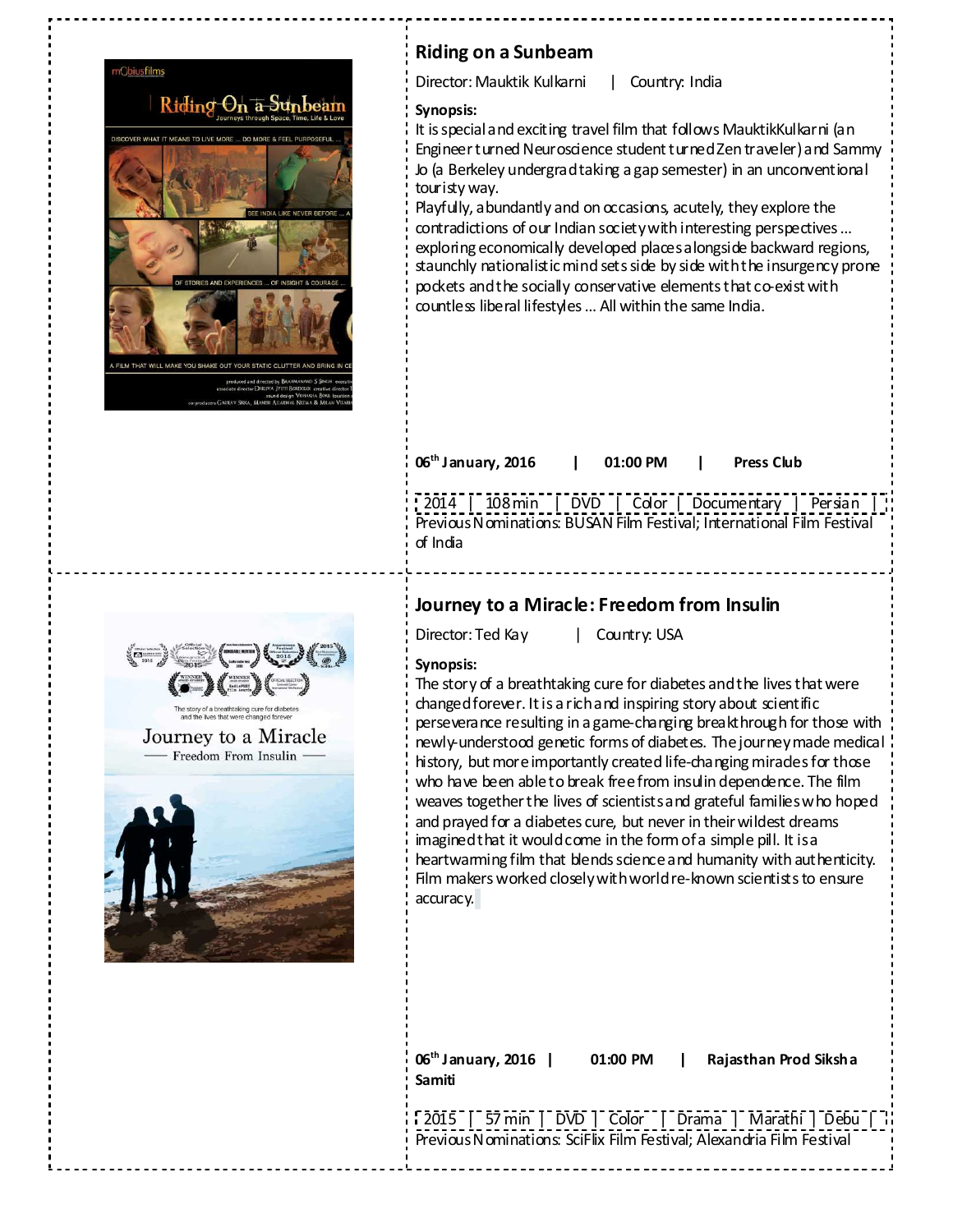## Riding on a Sunbeam

Director: Mauktik Kulkarni | Country: India

**Synopsis:**

It is special and exciting travel film that follows MauktikKulkarni (an Engineer turned Neuroscience student turned Zen traveler) and Sammy Jo (a Berkeley undergrad taking a gap semester) in an unconventional touristy way.

Playfully, abundantly and on occasions, acutely, they explore the contradictions of our Indian society with interesting perspectives ... exploring economically developed places alongside backward regions, staunchly nationalistic mind sets side by side with the insurgency prone pockets and the socially conservative elements that co-exist with countless liberal lifestyles ... All within the same India.

**06th January, 2016 | 01:00 PM | Press Club**

| 2014 | 108 min | DVD | Color | Documentary | Persian | |
|---|---|---|---|---|---|---|

Previous Nominations: BUSAN Film Festival; International Film Festival of India

## Journey to a Miracle: Freedom from Insulin

Director: Ted Kay | Country: USA

**Synopsis:**

The story of a breathtaking cure for diabetes and the lives that were changed forever. It is a rich and inspiring story about scientific perseverance resulting in a game-changing breakthrough for those with newly-understood genetic forms of diabetes. The journey made medical history, but more importantly created life-changing miracles for those who have been able to break free from insulin dependence. The film weaves together the lives of scientists and grateful families who hoped and prayed for a diabetes cure, but never in their wildest dreams imagined that it would come in the form of a simple pill. It is a heartwarming film that blends science and humanity with authenticity. Film makers worked closely with world re-known scientists to ensure accuracy.

**06th January, 2016 | 01:00 PM | Rajasthan Prod Siksha Samiti**

| 2015 | 57 min | DVD | Color | Drama | Marathi | Debu | |
|---|---|---|---|---|---|---|---|

Previous Nominations: SciFlix Film Festival; Alexandria Film Festival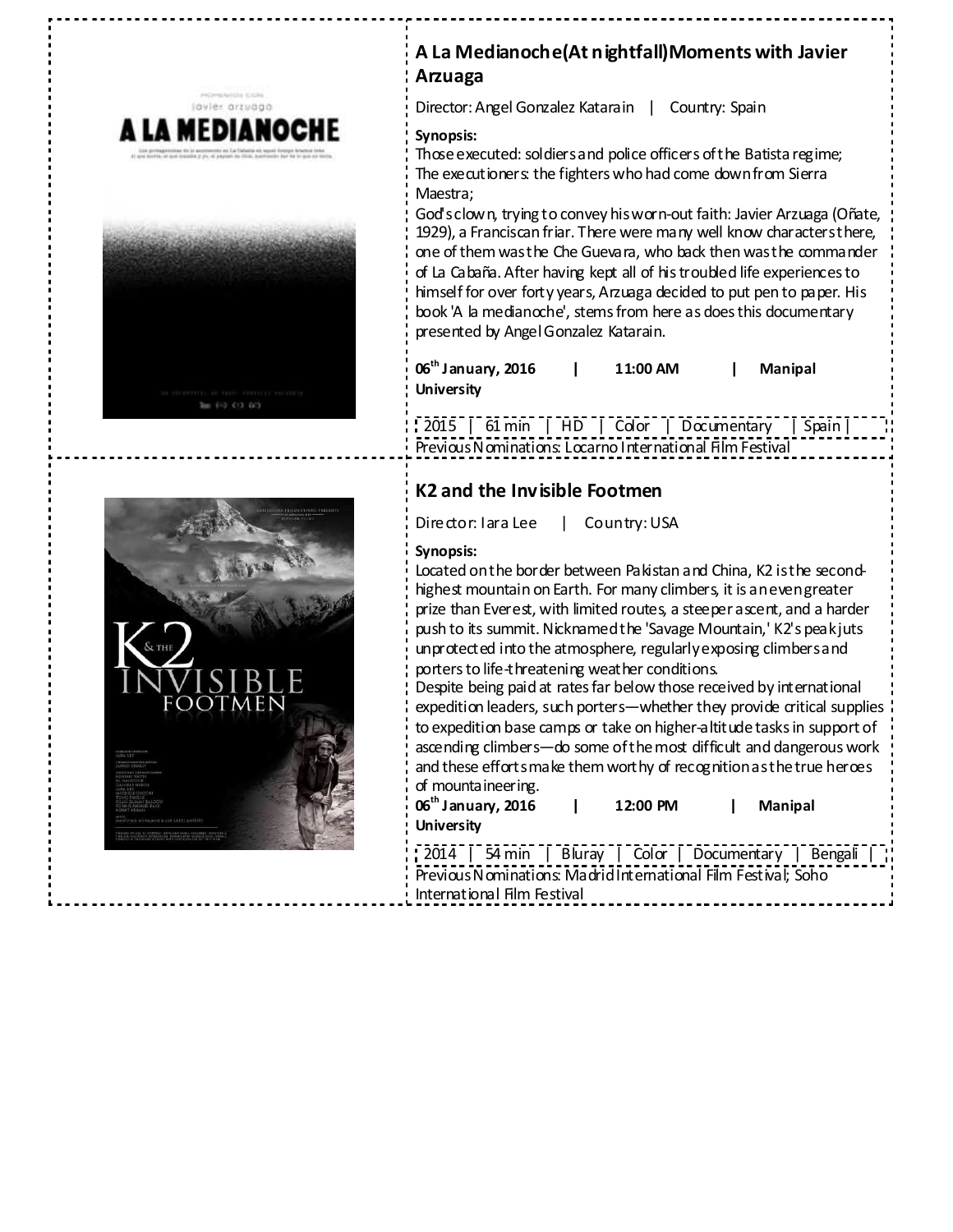## A La Medianoche(At nightfall)Moments with Javier Arzuaga

Director: Angel Gonzalez Katarain | Country: Spain

**Synopsis:**
Those executed: soldiers and police officers of the Batista regime;
The executioners: the fighters who had come down from Sierra Maestra;
God's clown, trying to convey his worn-out faith: Javier Arzuaga (Oñate, 1929), a Franciscan friar. There were many well know characters there, one of them was the Che Guevara, who back then was the commander of La Cabaña. After having kept all of his troubled life experiences to himself for over forty years, Arzuaga decided to put pen to paper. His book 'A la medianoche', stems from here as does this documentary presented by Angel Gonzalez Katarain.

**06th January, 2016 | 11:00 AM | Manipal University**

2015 | 61 min | HD | Color | Documentary | Spain |
Previous Nominations: Locarno International Film Festival

## K2 and the Invisible Footmen

Director: Iara Lee | Country: USA

**Synopsis:**
Located on the border between Pakistan and China, K2 is the second-highest mountain on Earth. For many climbers, it is an even greater prize than Everest, with limited routes, a steeper ascent, and a harder push to its summit. Nicknamed the 'Savage Mountain,' K2's peak juts unprotected into the atmosphere, regularly exposing climbers and porters to life-threatening weather conditions.
Despite being paid at rates far below those received by international expedition leaders, such porters—whether they provide critical supplies to expedition base camps or take on higher-altitude tasks in support of ascending climbers—do some of the most difficult and dangerous work and these efforts make them worthy of recognition as the true heroes of mountaineering.

**06th January, 2016 | 12:00 PM | Manipal University**

2014 | 54 min | Bluray | Color | Documentary | Bengali |
Previous Nominations: Madrid International Film Festival; Soho International Film Festival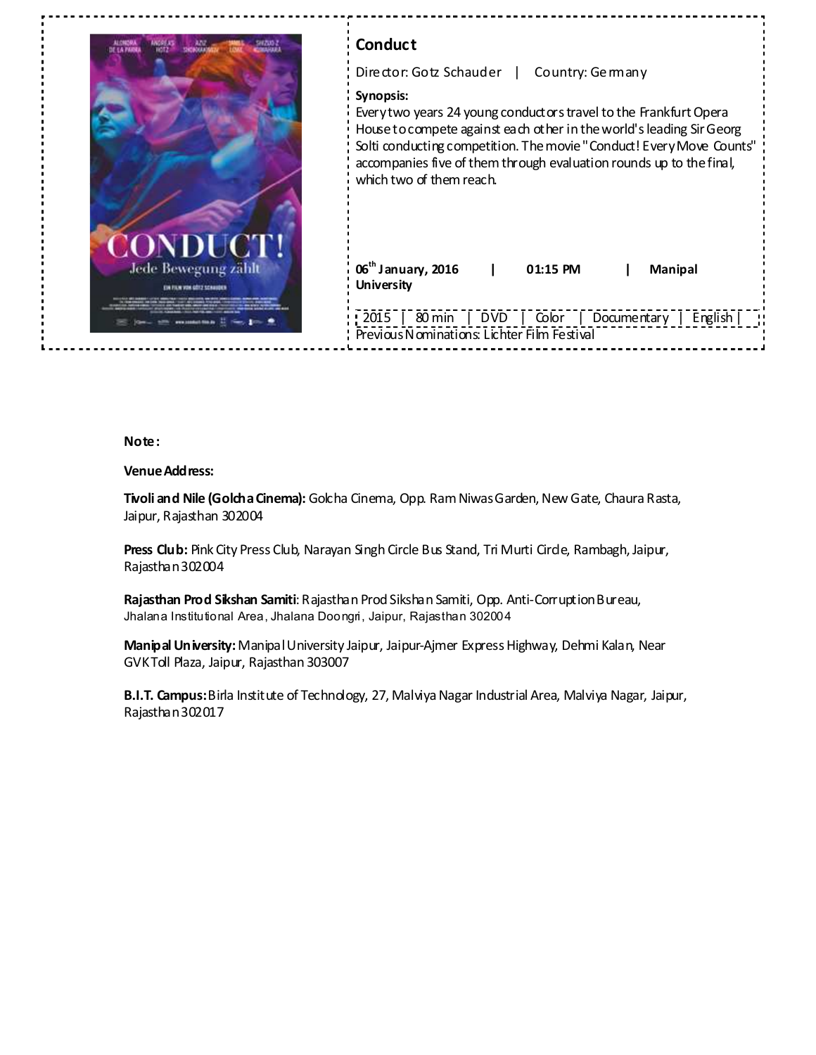## Conduct

Director: Gotz Schauder | Country: Germany

**Synopsis:**

Every two years 24 young conductors travel to the Frankfurt Opera House to compete against each other in the world's leading Sir Georg Solti conducting competition. The movie "Conduct! Every Move Counts" accompanies five of them through evaluation rounds up to the final, which two of them reach.

**06th January, 2016 | 01:15 PM | Manipal University**

2015 | 80 min | DVD | Color | Documentary | English |

Previous Nominations: Lichter Film Festival

**Note:**

**Venue Address:**

**Tivoli and Nile (Golcha Cinema):** Golcha Cinema, Opp. Ram Niwas Garden, New Gate, Chaura Rasta, Jaipur, Rajasthan 302004

**Press Club:** Pink City Press Club, Narayan Singh Circle Bus Stand, Tri Murti Circle, Rambagh, Jaipur, Rajasthan 302004

**Rajasthan Prod Sikshan Samiti**: Rajasthan Prod Sikshan Samiti, Opp. Anti-Corruption Bureau, Jhalana Institutional Area, Jhalana Doongri, Jaipur, Rajasthan 302004

**Manipal University:** Manipal University Jaipur, Jaipur-Ajmer Express Highway, Dehmi Kalan, Near GVK Toll Plaza, Jaipur, Rajasthan 303007

**B.I.T. Campus:** Birla Institute of Technology, 27, Malviya Nagar Industrial Area, Malviya Nagar, Jaipur, Rajasthan 302017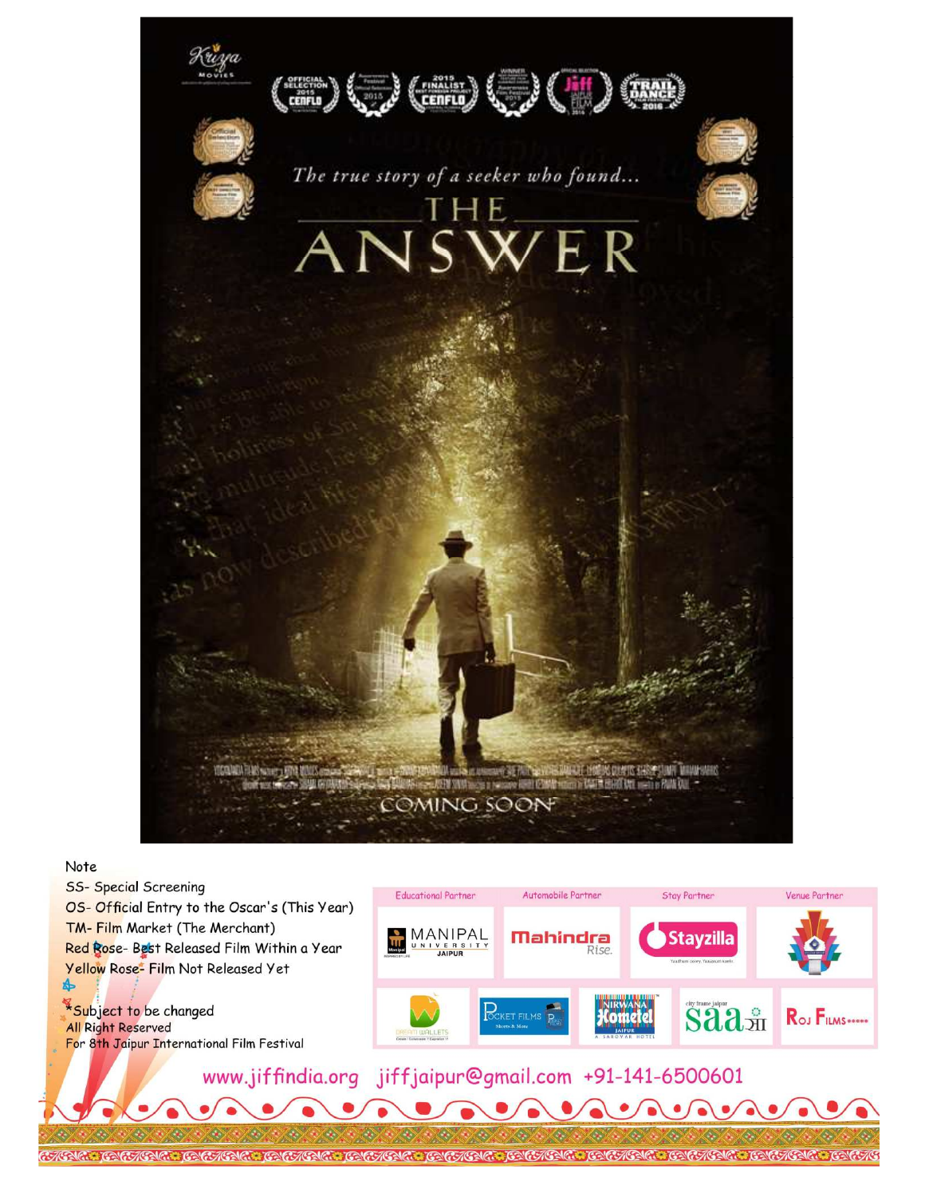Kriya Movies

OFFICIAL SELECTION 2015 CENFLO

2015 FINALIST BEST FOREIGN PROJECT CENFLO

TRAIL DANCE 2016

The true story of a seeker who found...

# THE ANSWER

COMING SOON

Note

SS- Special Screening

OS- Official Entry to the Oscar's (This Year)

TM- Film Market (The Merchant)

Red Rose- Best Released Film Within a Year

Yellow Rose- Film Not Released Yet

*Subject to be changed

All Right Reserved

For 8th Jaipur International Film Festival

Educational Partner — MANIPAL UNIVERSITY JAIPUR

Automobile Partner — Mahindra Rise.

Stay Partner — Stayzilla

Venue Partner

DREAM WALLETS

POCKET FILMS

NIRWANA Hometel JAIPUR A SAROVAR HOTEL

city frame jaipur saa सा

ROJ FILMS

www.jiffindia.org jiffjaipur@gmail.com +91-141-6500601